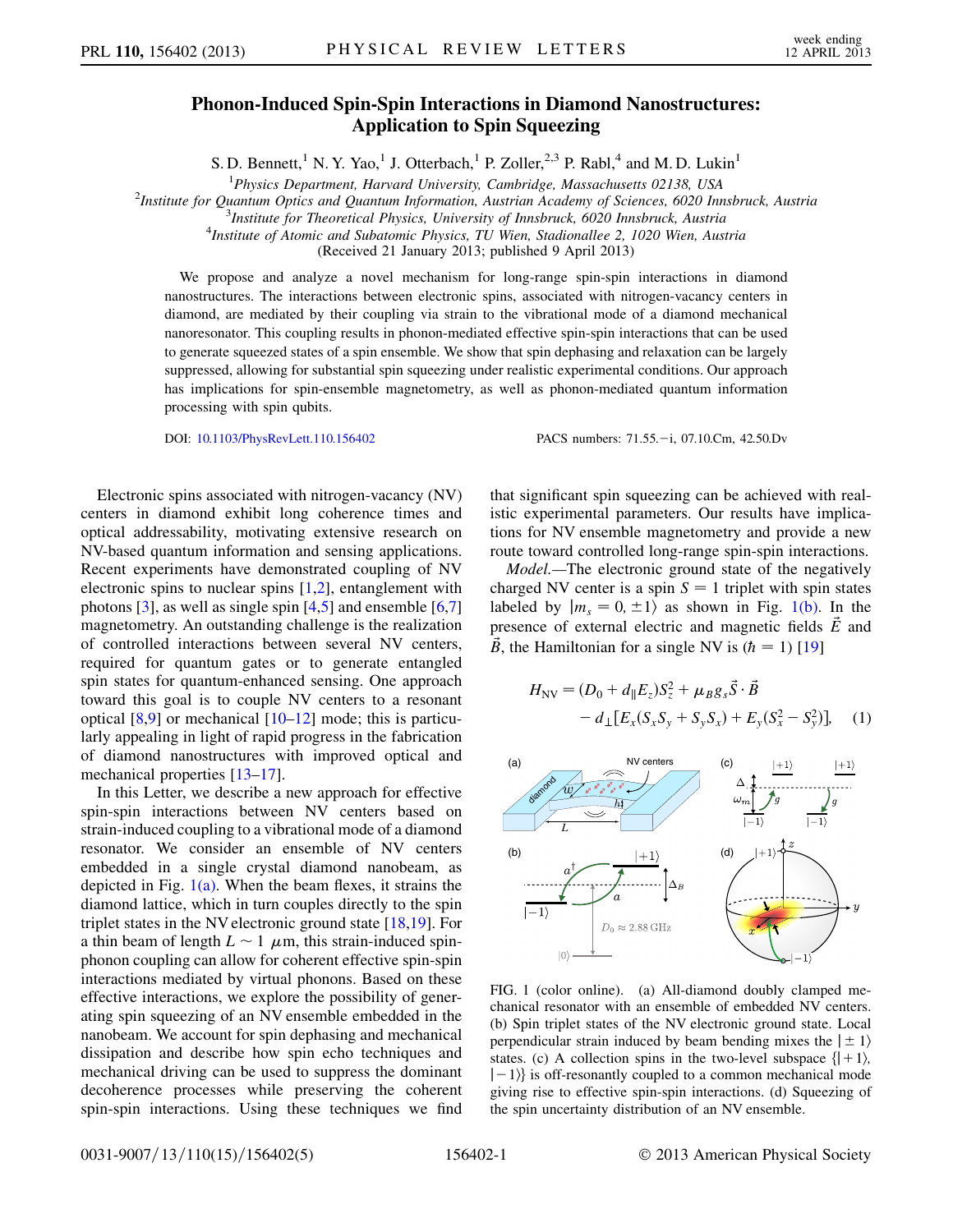# Phonon-Induced Spin-Spin Interactions in Diamond Nanostructures: Application to Spin Squeezing

S. D. Bennett,[1] N. Y. Yao,[1] J. Otterbach,[1] P. Zoller,[2,3] P. Rabl,[4] and M. D. Lukin[1]

[1]*Physics Department, Harvard University, Cambridge, Massachusetts 02138, USA*

[2]*Institute for Quantum Optics and Quantum Information, Austrian Academy of Sciences, 6020 Innsbruck, Austria*

[3]*Institute for Theoretical Physics, University of Innsbruck, 6020 Innsbruck, Austria*

[4]*Institute of Atomic and Subatomic Physics, TU Wien, Stadionallee 2, 1020 Wien, Austria*

(Received 21 January 2013; published 9 April 2013)

We propose and analyze a novel mechanism for long-range spin-spin interactions in diamond nanostructures. The interactions between electronic spins, associated with nitrogen-vacancy centers in diamond, are mediated by their coupling via strain to the vibrational mode of a diamond mechanical nanoresonator. This coupling results in phonon-mediated effective spin-spin interactions that can be used to generate squeezed states of a spin ensemble. We show that spin dephasing and relaxation can be largely suppressed, allowing for substantial spin squeezing under realistic experimental conditions. Our approach has implications for spin-ensemble magnetometry, as well as phonon-mediated quantum information processing with spin qubits.

DOI: 10.1103/PhysRevLett.110.156402 PACS numbers: 71.55.−i, 07.10.Cm, 42.50.Dv

Electronic spins associated with nitrogen-vacancy (NV) centers in diamond exhibit long coherence times and optical addressability, motivating extensive research on NV-based quantum information and sensing applications. Recent experiments have demonstrated coupling of NV electronic spins to nuclear spins [1,2], entanglement with photons [3], as well as single spin [4,5] and ensemble [6,7] magnetometry. An outstanding challenge is the realization of controlled interactions between several NV centers, required for quantum gates or to generate entangled spin states for quantum-enhanced sensing. One approach toward this goal is to couple NV centers to a resonant optical [8,9] or mechanical [10–12] mode; this is particularly appealing in light of rapid progress in the fabrication of diamond nanostructures with improved optical and mechanical properties [13–17].

In this Letter, we describe a new approach for effective spin-spin interactions between NV centers based on strain-induced coupling to a vibrational mode of a diamond resonator. We consider an ensemble of NV centers embedded in a single crystal diamond nanobeam, as depicted in Fig. 1(a). When the beam flexes, it strains the diamond lattice, which in turn couples directly to the spin triplet states in the NV electronic ground state [18,19]. For a thin beam of length $L \sim 1\ \mu$m, this strain-induced spin-phonon coupling can allow for coherent effective spin-spin interactions mediated by virtual phonons. Based on these effective interactions, we explore the possibility of generating spin squeezing of an NV ensemble embedded in the nanobeam. We account for spin dephasing and mechanical dissipation and describe how spin echo techniques and mechanical driving can be used to suppress the dominant decoherence processes while preserving the coherent spin-spin interactions. Using these techniques we find that significant spin squeezing can be achieved with realistic experimental parameters. Our results have implications for NV ensemble magnetometry and provide a new route toward controlled long-range spin-spin interactions.

*Model.*—The electronic ground state of the negatively charged NV center is a spin $S = 1$ triplet with spin states labeled by $|m_s = 0, \pm 1\rangle$ as shown in Fig. 1(b). In the presence of external electric and magnetic fields $\vec{E}$ and $\vec{B}$, the Hamiltonian for a single NV is ($\hbar = 1$) [19]

$$H_{\rm NV} = (D_0 + d_\parallel E_z)S_z^2 + \mu_B g_s \vec{S}\cdot\vec{B} - d_\perp[E_x(S_xS_y + S_yS_x) + E_y(S_x^2 - S_y^2)], \quad (1)$$

FIG. 1 (color online). (a) All-diamond doubly clamped mechanical resonator with an ensemble of embedded NV centers. (b) Spin triplet states of the NV electronic ground state. Local perpendicular strain induced by beam bending mixes the $|\pm 1\rangle$ states. (c) A collection spins in the two-level subspace $\{|+1\rangle, |-1\rangle\}$ is off-resonantly coupled to a common mechanical mode giving rise to effective spin-spin interactions. (d) Squeezing of the spin uncertainty distribution of an NV ensemble.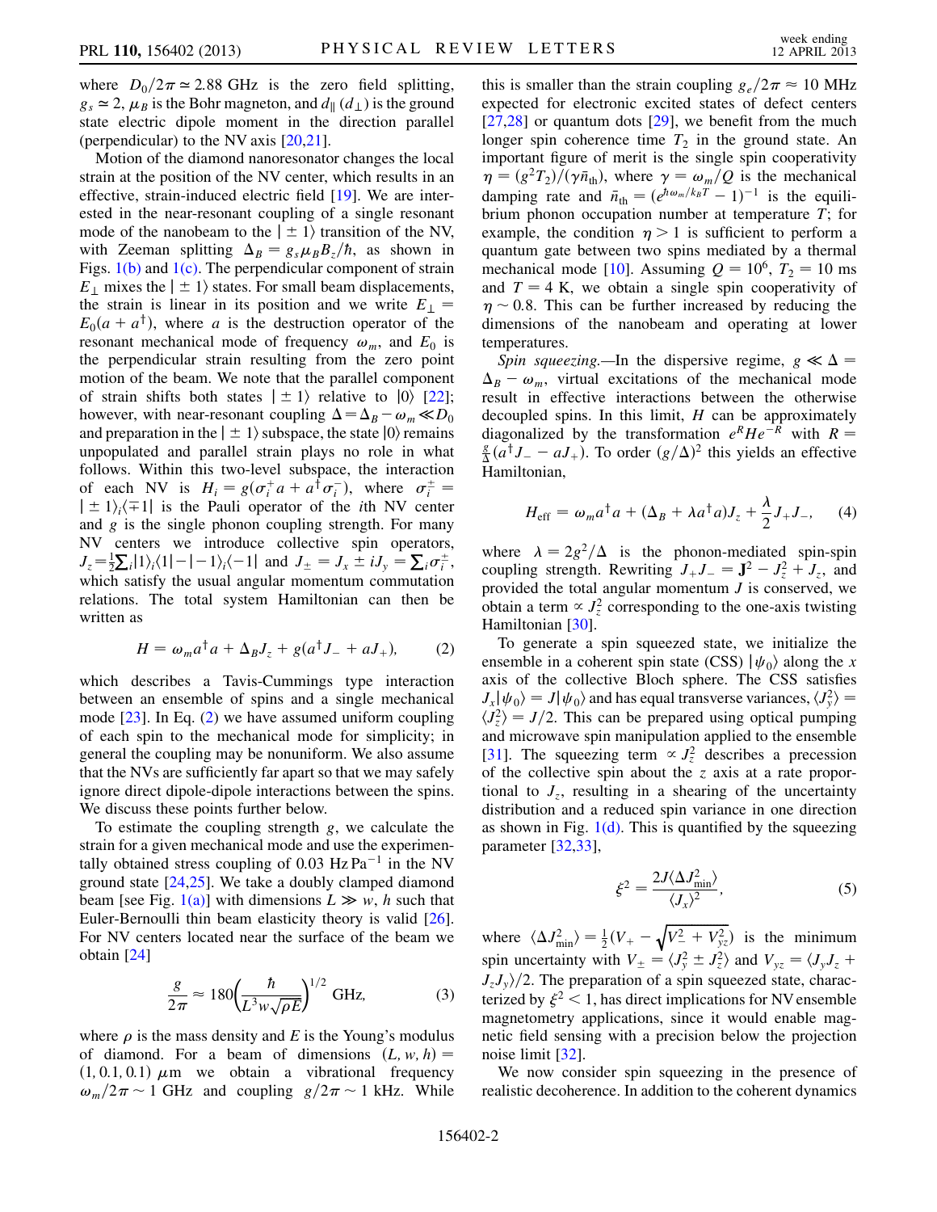where $D_0/2\pi \simeq 2.88$ GHz is the zero field splitting, $g_s \simeq 2$, $\mu_B$ is the Bohr magneton, and $d_\parallel$ ($d_\perp$) is the ground state electric dipole moment in the direction parallel (perpendicular) to the NV axis [20,21].

Motion of the diamond nanoresonator changes the local strain at the position of the NV center, which results in an effective, strain-induced electric field [19]. We are interested in the near-resonant coupling of a single resonant mode of the nanobeam to the $|\pm 1\rangle$ transition of the NV, with Zeeman splitting $\Delta_B = g_s \mu_B B_z/\hbar$, as shown in Figs. 1(b) and 1(c). The perpendicular component of strain $E_\perp$ mixes the $|\pm 1\rangle$ states. For small beam displacements, the strain is linear in its position and we write $E_\perp = E_0(a + a^\dagger)$, where $a$ is the destruction operator of the resonant mechanical mode of frequency $\omega_m$, and $E_0$ is the perpendicular strain resulting from the zero point motion of the beam. We note that the parallel component of strain shifts both states $|\pm 1\rangle$ relative to $|0\rangle$ [22]; however, with near-resonant coupling $\Delta = \Delta_B - \omega_m \ll D_0$ and preparation in the $|\pm 1\rangle$ subspace, the state $|0\rangle$ remains unpopulated and parallel strain plays no role in what follows. Within this two-level subspace, the interaction of each NV is $H_i = g(\sigma_i^+ a + a^\dagger \sigma_i^-)$, where $\sigma_i^\pm = |\pm 1\rangle_i\langle \mp 1|$ is the Pauli operator of the $i$th NV center and $g$ is the single phonon coupling strength. For many NV centers we introduce collective spin operators, $J_z = \frac{1}{2}\sum_i |1\rangle_i\langle 1| - |-1\rangle_i\langle -1|$ and $J_\pm = J_x \pm iJ_y = \sum_i \sigma_i^\pm$, which satisfy the usual angular momentum commutation relations. The total system Hamiltonian can then be written as

$$H = \omega_m a^\dagger a + \Delta_B J_z + g(a^\dagger J_- + aJ_+), \tag{2}$$

which describes a Tavis-Cummings type interaction between an ensemble of spins and a single mechanical mode [23]. In Eq. (2) we have assumed uniform coupling of each spin to the mechanical mode for simplicity; in general the coupling may be nonuniform. We also assume that the NVs are sufficiently far apart so that we may safely ignore direct dipole-dipole interactions between the spins. We discuss these points further below.

To estimate the coupling strength $g$, we calculate the strain for a given mechanical mode and use the experimentally obtained stress coupling of 0.03 Hz $\mathrm{Pa}^{-1}$ in the NV ground state [24,25]. We take a doubly clamped diamond beam [see Fig. 1(a)] with dimensions $L \gg w, h$ such that Euler-Bernoulli thin beam elasticity theory is valid [26]. For NV centers located near the surface of the beam we obtain [24]

$$\frac{g}{2\pi} \approx 180\left(\frac{\hbar}{L^3 w\sqrt{\rho E}}\right)^{1/2} \text{GHz}, \tag{3}$$

where $\rho$ is the mass density and $E$ is the Young's modulus of diamond. For a beam of dimensions $(L, w, h) = (1, 0.1, 0.1)$ $\mu$m we obtain a vibrational frequency $\omega_m/2\pi \sim 1$ GHz and coupling $g/2\pi \sim 1$ kHz. While this is smaller than the strain coupling $g_e/2\pi \approx 10$ MHz expected for electronic excited states of defect centers [27,28] or quantum dots [29], we benefit from the much longer spin coherence time $T_2$ in the ground state. An important figure of merit is the single spin cooperativity $\eta = (g^2 T_2)/(\gamma \bar{n}_{\text{th}})$, where $\gamma = \omega_m/Q$ is the mechanical damping rate and $\bar{n}_{\text{th}} = (e^{\hbar\omega_m/k_B T} - 1)^{-1}$ is the equilibrium phonon occupation number at temperature $T$; for example, the condition $\eta > 1$ is sufficient to perform a quantum gate between two spins mediated by a thermal mechanical mode [10]. Assuming $Q = 10^6$, $T_2 = 10$ ms and $T = 4$ K, we obtain a single spin cooperativity of $\eta \sim 0.8$. This can be further increased by reducing the dimensions of the nanobeam and operating at lower temperatures.

*Spin squeezing.*—In the dispersive regime, $g \ll \Delta = \Delta_B - \omega_m$, virtual excitations of the mechanical mode result in effective interactions between the otherwise decoupled spins. In this limit, $H$ can be approximately diagonalized by the transformation $e^R H e^{-R}$ with $R = \frac{g}{\Delta}(a^\dagger J_- - aJ_+)$. To order $(g/\Delta)^2$ this yields an effective Hamiltonian,

$$H_{\text{eff}} = \omega_m a^\dagger a + (\Delta_B + \lambda a^\dagger a)J_z + \frac{\lambda}{2}J_+J_-, \tag{4}$$

where $\lambda = 2g^2/\Delta$ is the phonon-mediated spin-spin coupling strength. Rewriting $J_+J_- = \mathbf{J}^2 - J_z^2 + J_z$, and provided the total angular momentum $J$ is conserved, we obtain a term $\propto J_z^2$ corresponding to the one-axis twisting Hamiltonian [30].

To generate a spin squeezed state, we initialize the ensemble in a coherent spin state (CSS) $|\psi_0\rangle$ along the $x$ axis of the collective Bloch sphere. The CSS satisfies $J_x|\psi_0\rangle = J|\psi_0\rangle$ and has equal transverse variances, $\langle J_y^2\rangle = \langle J_z^2\rangle = J/2$. This can be prepared using optical pumping and microwave spin manipulation applied to the ensemble [31]. The squeezing term $\propto J_z^2$ describes a precession of the collective spin about the $z$ axis at a rate proportional to $J_z$, resulting in a shearing of the uncertainty distribution and a reduced spin variance in one direction as shown in Fig. 1(d). This is quantified by the squeezing parameter [32,33],

$$\xi^2 = \frac{2J\langle \Delta J_{\min}^2\rangle}{\langle J_x\rangle^2}, \tag{5}$$

where $\langle \Delta J_{\min}^2\rangle = \frac{1}{2}(V_+ - \sqrt{V_-^2 + V_{yz}^2})$ is the minimum spin uncertainty with $V_\pm = \langle J_y^2 \pm J_z^2\rangle$ and $V_{yz} = \langle J_y J_z + J_z J_y\rangle/2$. The preparation of a spin squeezed state, characterized by $\xi^2 < 1$, has direct implications for NV ensemble magnetometry applications, since it would enable magnetic field sensing with a precision below the projection noise limit [32].

We now consider spin squeezing in the presence of realistic decoherence. In addition to the coherent dynamics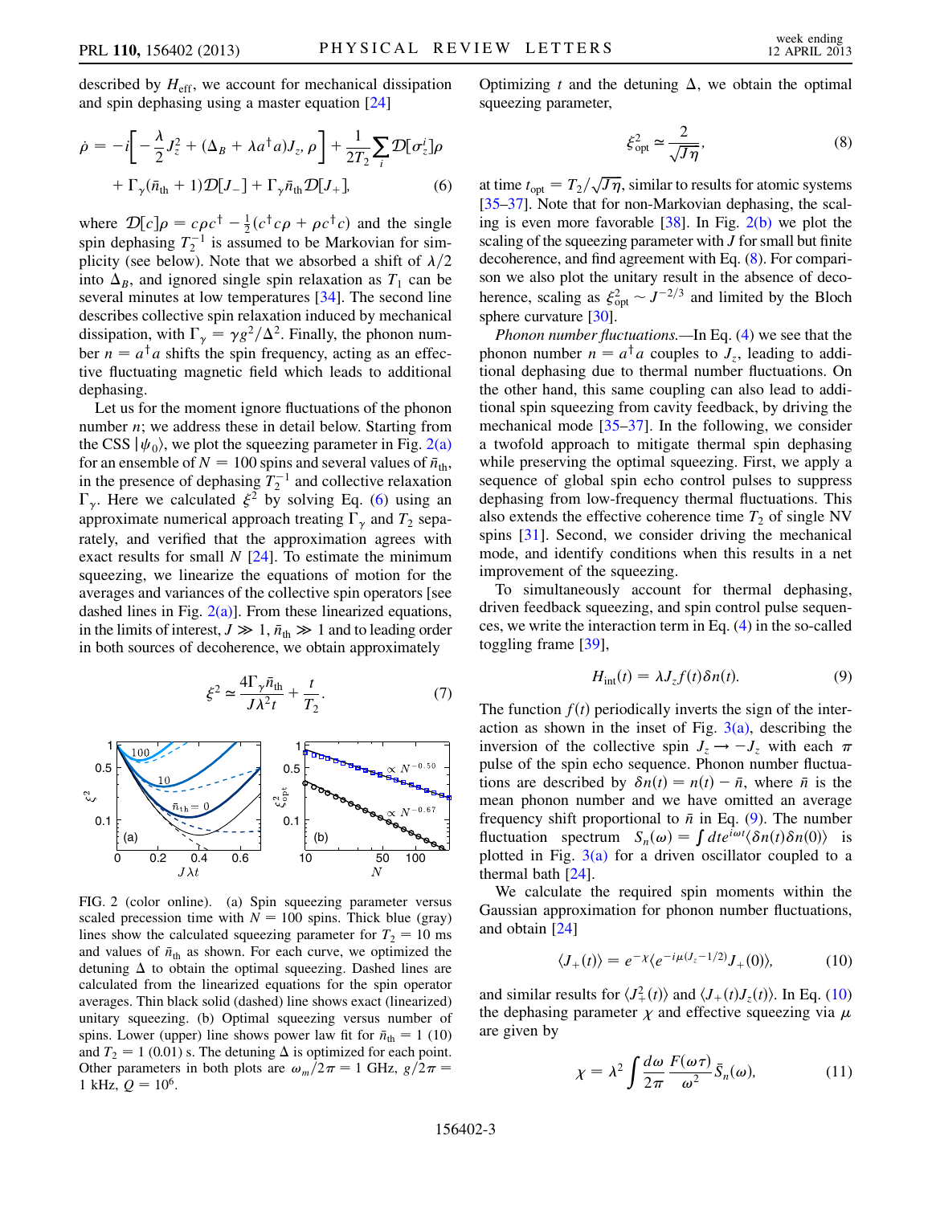described by $H_{\rm eff}$, we account for mechanical dissipation and spin dephasing using a master equation [24]

$$\dot{\rho} = -i\left[-\frac{\lambda}{2}J_z^2 + (\Delta_B + \lambda a^\dagger a)J_z, \rho\right] + \frac{1}{2T_2}\sum_i \mathcal{D}[\sigma_z^i]\rho + \Gamma_\gamma(\bar{n}_{\rm th}+1)\mathcal{D}[J_-] + \Gamma_\gamma \bar{n}_{\rm th}\mathcal{D}[J_+], \tag{6}$$

where $\mathcal{D}[c]\rho = c\rho c^\dagger - \frac{1}{2}(c^\dagger c\rho + \rho c^\dagger c)$ and the single spin dephasing $T_2^{-1}$ is assumed to be Markovian for simplicity (see below). Note that we absorbed a shift of $\lambda/2$ into $\Delta_B$, and ignored single spin relaxation as $T_1$ can be several minutes at low temperatures [34]. The second line describes collective spin relaxation induced by mechanical dissipation, with $\Gamma_\gamma = \gamma g^2/\Delta^2$. Finally, the phonon number $n = a^\dagger a$ shifts the spin frequency, acting as an effective fluctuating magnetic field which leads to additional dephasing.

Let us for the moment ignore fluctuations of the phonon number $n$; we address these in detail below. Starting from the CSS $|\psi_0\rangle$, we plot the squeezing parameter in Fig. 2(a) for an ensemble of $N = 100$ spins and several values of $\bar{n}_{\rm th}$, in the presence of dephasing $T_2^{-1}$ and collective relaxation $\Gamma_\gamma$. Here we calculated $\xi^2$ by solving Eq. (6) using an approximate numerical approach treating $\Gamma_\gamma$ and $T_2$ separately, and verified that the approximation agrees with exact results for small $N$ [24]. To estimate the minimum squeezing, we linearize the equations of motion for the averages and variances of the collective spin operators [see dashed lines in Fig. 2(a)]. From these linearized equations, in the limits of interest, $J \gg 1$, $\bar{n}_{\rm th} \gg 1$ and to leading order in both sources of decoherence, we obtain approximately

$$\xi^2 \simeq \frac{4\Gamma_\gamma \bar{n}_{\rm th}}{J\lambda^2 t} + \frac{t}{T_2}. \tag{7}$$

FIG. 2 (color online). (a) Spin squeezing parameter versus scaled precession time with $N = 100$ spins. Thick blue (gray) lines show the calculated squeezing parameter for $T_2 = 10$ ms and values of $\bar{n}_{\rm th}$ as shown. For each curve, we optimized the detuning $\Delta$ to obtain the optimal squeezing. Dashed lines are calculated from the linearized equations for the spin operator averages. Thin black solid (dashed) line shows exact (linearized) unitary squeezing. (b) Optimal squeezing versus number of spins. Lower (upper) line shows power law fit for $\bar{n}_{\rm th} = 1$ (10) and $T_2 = 1$ (0.01) s. The detuning $\Delta$ is optimized for each point. Other parameters in both plots are $\omega_m/2\pi = 1$ GHz, $g/2\pi = 1$ kHz, $Q = 10^6$.

Optimizing $t$ and the detuning $\Delta$, we obtain the optimal squeezing parameter,

$$\xi_{\rm opt}^2 \simeq \frac{2}{\sqrt{J\eta}}, \tag{8}$$

at time $t_{\rm opt} = T_2/\sqrt{J\eta}$, similar to results for atomic systems [35–37]. Note that for non-Markovian dephasing, the scaling is even more favorable [38]. In Fig. 2(b) we plot the scaling of the squeezing parameter with $J$ for small but finite decoherence, and find agreement with Eq. (8). For comparison we also plot the unitary result in the absence of decoherence, scaling as $\xi_{\rm opt}^2 \sim J^{-2/3}$ and limited by the Bloch sphere curvature [30].

*Phonon number fluctuations.*—In Eq. (4) we see that the phonon number $n = a^\dagger a$ couples to $J_z$, leading to additional dephasing due to thermal number fluctuations. On the other hand, this same coupling can also lead to additional spin squeezing from cavity feedback, by driving the mechanical mode [35–37]. In the following, we consider a twofold approach to mitigate thermal spin dephasing while preserving the optimal squeezing. First, we apply a sequence of global spin echo control pulses to suppress dephasing from low-frequency thermal fluctuations. This also extends the effective coherence time $T_2$ of single NV spins [31]. Second, we consider driving the mechanical mode, and identify conditions when this results in a net improvement of the squeezing.

To simultaneously account for thermal dephasing, driven feedback squeezing, and spin control pulse sequences, we write the interaction term in Eq. (4) in the so-called toggling frame [39],

$$H_{\rm int}(t) = \lambda J_z f(t)\delta n(t). \tag{9}$$

The function $f(t)$ periodically inverts the sign of the interaction as shown in the inset of Fig. 3(a), describing the inversion of the collective spin $J_z \to -J_z$ with each $\pi$ pulse of the spin echo sequence. Phonon number fluctuations are described by $\delta n(t) = n(t) - \bar{n}$, where $\bar{n}$ is the mean phonon number and we have omitted an average frequency shift proportional to $\bar{n}$ in Eq. (9). The number fluctuation spectrum $S_n(\omega) = \int dt e^{i\omega t}\langle\delta n(t)\delta n(0)\rangle$ is plotted in Fig. 3(a) for a driven oscillator coupled to a thermal bath [24].

We calculate the required spin moments within the Gaussian approximation for phonon number fluctuations, and obtain [24]

$$\langle J_+(t)\rangle = e^{-\chi}\langle e^{-i\mu(J_z - 1/2)}J_+(0)\rangle, \tag{10}$$

and similar results for $\langle J_+^2(t)\rangle$ and $\langle J_+(t)J_z(t)\rangle$. In Eq. (10) the dephasing parameter $\chi$ and effective squeezing via $\mu$ are given by

$$\chi = \lambda^2 \int \frac{d\omega}{2\pi}\frac{F(\omega\tau)}{\omega^2}\bar{S}_n(\omega), \tag{11}$$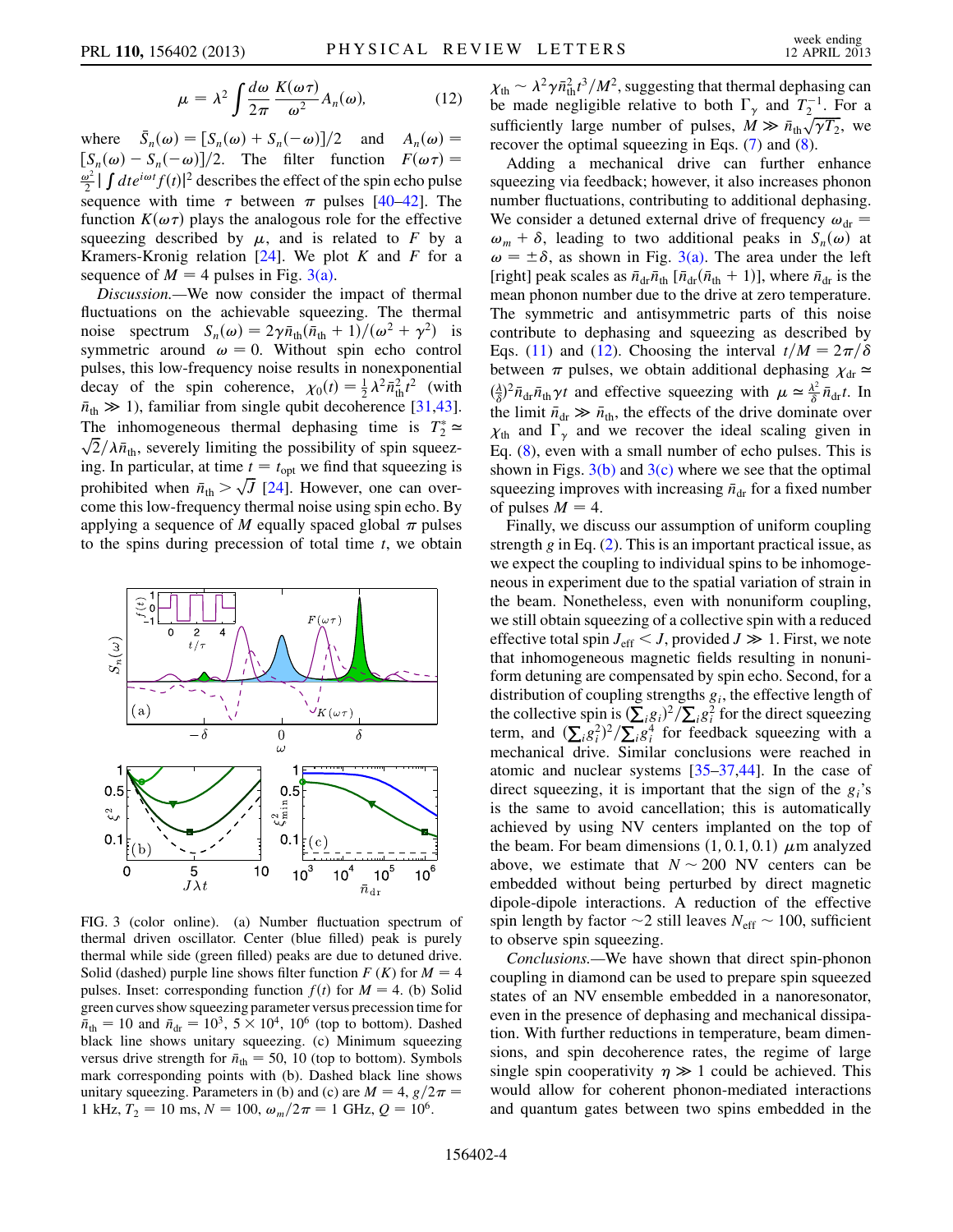$$\mu = \lambda^2 \int \frac{d\omega}{2\pi} \frac{K(\omega\tau)}{\omega^2} A_n(\omega), \tag{12}$$

where $\bar{S}_n(\omega) = [S_n(\omega) + S_n(-\omega)]/2$ and $A_n(\omega) = [S_n(\omega) - S_n(-\omega)]/2$. The filter function $F(\omega\tau) = \frac{\omega^2}{2}|\int dt e^{i\omega t} f(t)|^2$ describes the effect of the spin echo pulse sequence with time $\tau$ between $\pi$ pulses [40–42]. The function $K(\omega\tau)$ plays the analogous role for the effective squeezing described by $\mu$, and is related to $F$ by a Kramers-Kronig relation [24]. We plot $K$ and $F$ for a sequence of $M = 4$ pulses in Fig. 3(a).

*Discussion.*—We now consider the impact of thermal fluctuations on the achievable squeezing. The thermal noise spectrum $S_n(\omega) = 2\gamma\bar{n}_{\rm th}(\bar{n}_{\rm th}+1)/(\omega^2+\gamma^2)$ is symmetric around $\omega = 0$. Without spin echo control pulses, this low-frequency noise results in nonexponential decay of the spin coherence, $\chi_0(t) = \frac{1}{2}\lambda^2\bar{n}_{\rm th}^2 t^2$ (with $\bar{n}_{\rm th} \gg 1$), familiar from single qubit decoherence [31,43]. The inhomogeneous thermal dephasing time is $T_2^* \simeq \sqrt{2}/\lambda\bar{n}_{\rm th}$, severely limiting the possibility of spin squeezing. In particular, at time $t = t_{\rm opt}$ we find that squeezing is prohibited when $\bar{n}_{\rm th} > \sqrt{J}$ [24]. However, one can overcome this low-frequency thermal noise using spin echo. By applying a sequence of $M$ equally spaced global $\pi$ pulses to the spins during precession of total time $t$, we obtain $\chi_{\rm th} \sim \lambda^2\gamma\bar{n}_{\rm th}^2 t^3/M^2$, suggesting that thermal dephasing can be made negligible relative to both $\Gamma_\gamma$ and $T_2^{-1}$. For a sufficiently large number of pulses, $M \gg \bar{n}_{\rm th}\sqrt{\gamma T_2}$, we recover the optimal squeezing in Eqs. (7) and (8).

Adding a mechanical drive can further enhance squeezing via feedback; however, it also increases phonon number fluctuations, contributing to additional dephasing. We consider a detuned external drive of frequency $\omega_{\rm dr} = \omega_m + \delta$, leading to two additional peaks in $S_n(\omega)$ at $\omega = \pm\delta$, as shown in Fig. 3(a). The area under the left [right] peak scales as $\bar{n}_{\rm dr}\bar{n}_{\rm th}$ [$\bar{n}_{\rm dr}(\bar{n}_{\rm th}+1)$], where $\bar{n}_{\rm dr}$ is the mean phonon number due to the drive at zero temperature. The symmetric and antisymmetric parts of this noise contribute to dephasing and squeezing as described by Eqs. (11) and (12). Choosing the interval $t/M = 2\pi/\delta$ between $\pi$ pulses, we obtain additional dephasing $\chi_{\rm dr} \simeq (\frac{\lambda}{\delta})^2\bar{n}_{\rm dr}\bar{n}_{\rm th}\gamma t$ and effective squeezing with $\mu \simeq \frac{\lambda^2}{\delta}\bar{n}_{\rm dr}t$. In the limit $\bar{n}_{\rm dr} \gg \bar{n}_{\rm th}$, the effects of the drive dominate over $\chi_{\rm th}$ and $\Gamma_\gamma$ and we recover the ideal scaling given in Eq. (8), even with a small number of echo pulses. This is shown in Figs. 3(b) and 3(c) where we see that the optimal squeezing improves with increasing $\bar{n}_{\rm dr}$ for a fixed number of pulses $M = 4$.

Finally, we discuss our assumption of uniform coupling strength $g$ in Eq. (2). This is an important practical issue, as we expect the coupling to individual spins to be inhomogeneous in experiment due to the spatial variation of strain in the beam. Nonetheless, even with nonuniform coupling, we still obtain squeezing of a collective spin with a reduced effective total spin $J_{\rm eff} < J$, provided $J \gg 1$. First, we note that inhomogeneous magnetic fields resulting in nonuniform detuning are compensated by spin echo. Second, for a distribution of coupling strengths $g_i$, the effective length of the collective spin is $(\sum_i g_i)^2/\sum_i g_i^2$ for the direct squeezing term, and $(\sum_i g_i^2)^2/\sum_i g_i^4$ for feedback squeezing with a mechanical drive. Similar conclusions were reached in atomic and nuclear systems [35–37,44]. In the case of direct squeezing, it is important that the sign of the $g_i$'s is the same to avoid cancellation; this is automatically achieved by using NV centers implanted on the top of the beam. For beam dimensions $(1, 0.1, 0.1)$ $\mu$m analyzed above, we estimate that $N \sim 200$ NV centers can be embedded without being perturbed by direct magnetic dipole-dipole interactions. A reduction of the effective spin length by factor $\sim 2$ still leaves $N_{\rm eff} \sim 100$, sufficient to observe spin squeezing.

*Conclusions.*—We have shown that direct spin-phonon coupling in diamond can be used to prepare spin squeezed states of an NV ensemble embedded in a nanoresonator, even in the presence of dephasing and mechanical dissipation. With further reductions in temperature, beam dimensions, and spin decoherence rates, the regime of large single spin cooperativity $\eta \gg 1$ could be achieved. This would allow for coherent phonon-mediated interactions and quantum gates between two spins embedded in the

FIG. 3 (color online). (a) Number fluctuation spectrum of thermal driven oscillator. Center (blue filled) peak is purely thermal while side (green filled) peaks are due to detuned drive. Solid (dashed) purple line shows filter function $F$ ($K$) for $M = 4$ pulses. Inset: corresponding function $f(t)$ for $M = 4$. (b) Solid green curves show squeezing parameter versus precession time for $\bar{n}_{\rm th} = 10$ and $\bar{n}_{\rm dr} = 10^3$, $5 \times 10^4$, $10^6$ (top to bottom). Dashed black line shows unitary squeezing. (c) Minimum squeezing versus drive strength for $\bar{n}_{\rm th} = 50$, 10 (top to bottom). Symbols mark corresponding points with (b). Dashed black line shows unitary squeezing. Parameters in (b) and (c) are $M = 4$, $g/2\pi = 1$ kHz, $T_2 = 10$ ms, $N = 100$, $\omega_m/2\pi = 1$ GHz, $Q = 10^6$.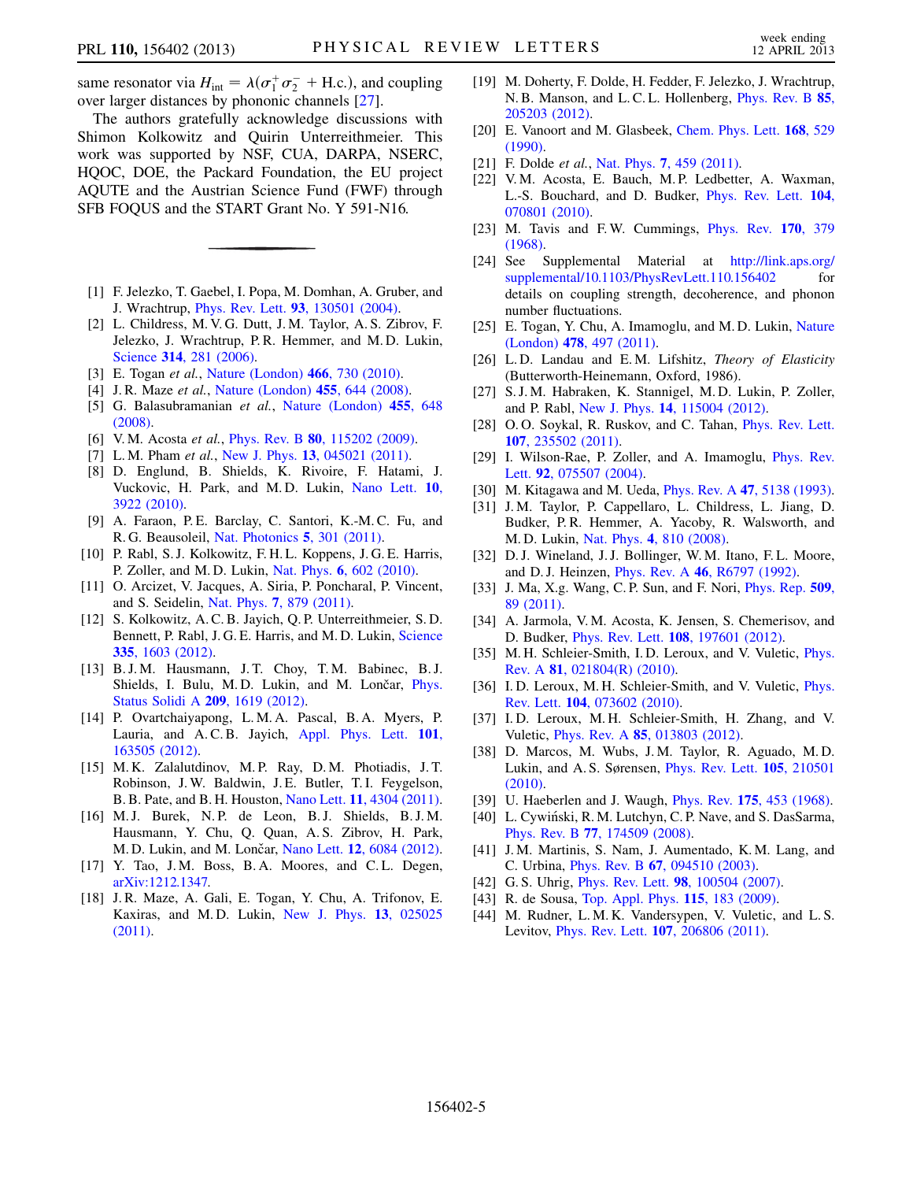same resonator via $H_{\text{int}} = \lambda(\sigma_1^+ \sigma_2^- + \text{H.c.})$, and coupling over larger distances by phononic channels [27].

The authors gratefully acknowledge discussions with Shimon Kolkowitz and Quirin Unterreithmeier. This work was supported by NSF, CUA, DARPA, NSERC, HQOC, DOE, the Packard Foundation, the EU project AQUTE and the Austrian Science Fund (FWF) through SFB FOQUS and the START Grant No. Y 591-N16.

---

[1] F. Jelezko, T. Gaebel, I. Popa, M. Domhan, A. Gruber, and J. Wrachtrup, Phys. Rev. Lett. **93**, 130501 (2004).

[2] L. Childress, M. V. G. Dutt, J. M. Taylor, A. S. Zibrov, F. Jelezko, J. Wrachtrup, P. R. Hemmer, and M. D. Lukin, Science **314**, 281 (2006).

[3] E. Togan *et al.*, Nature (London) **466**, 730 (2010).

[4] J. R. Maze *et al.*, Nature (London) **455**, 644 (2008).

[5] G. Balasubramanian *et al.*, Nature (London) **455**, 648 (2008).

[6] V. M. Acosta *et al.*, Phys. Rev. B **80**, 115202 (2009).

[7] L. M. Pham *et al.*, New J. Phys. **13**, 045021 (2011).

[8] D. Englund, B. Shields, K. Rivoire, F. Hatami, J. Vuckovic, H. Park, and M. D. Lukin, Nano Lett. **10**, 3922 (2010).

[9] A. Faraon, P. E. Barclay, C. Santori, K.-M. C. Fu, and R. G. Beausoleil, Nat. Photonics **5**, 301 (2011).

[10] P. Rabl, S. J. Kolkowitz, F. H. L. Koppens, J. G. E. Harris, P. Zoller, and M. D. Lukin, Nat. Phys. **6**, 602 (2010).

[11] O. Arcizet, V. Jacques, A. Siria, P. Poncharal, P. Vincent, and S. Seidelin, Nat. Phys. **7**, 879 (2011).

[12] S. Kolkowitz, A. C. B. Jayich, Q. P. Unterreithmeier, S. D. Bennett, P. Rabl, J. G. E. Harris, and M. D. Lukin, Science **335**, 1603 (2012).

[13] B. J. M. Hausmann, J. T. Choy, T. M. Babinec, B. J. Shields, I. Bulu, M. D. Lukin, and M. Lončar, Phys. Status Solidi A **209**, 1619 (2012).

[14] P. Ovartchaiyapong, L. M. A. Pascal, B. A. Myers, P. Lauria, and A. C. B. Jayich, Appl. Phys. Lett. **101**, 163505 (2012).

[15] M. K. Zalalutdinov, M. P. Ray, D. M. Photiadis, J. T. Robinson, J. W. Baldwin, J. E. Butler, T. I. Feygelson, B. B. Pate, and B. H. Houston, Nano Lett. **11**, 4304 (2011).

[16] M. J. Burek, N. P. de Leon, B. J. Shields, B. J. M. Hausmann, Y. Chu, Q. Quan, A. S. Zibrov, H. Park, M. D. Lukin, and M. Lončar, Nano Lett. **12**, 6084 (2012).

[17] Y. Tao, J. M. Boss, B. A. Moores, and C. L. Degen, arXiv:1212.1347.

[18] J. R. Maze, A. Gali, E. Togan, Y. Chu, A. Trifonov, E. Kaxiras, and M. D. Lukin, New J. Phys. **13**, 025025 (2011).

[19] M. Doherty, F. Dolde, H. Fedder, F. Jelezko, J. Wrachtrup, N. B. Manson, and L. C. L. Hollenberg, Phys. Rev. B **85**, 205203 (2012).

[20] E. Vanoort and M. Glasbeek, Chem. Phys. Lett. **168**, 529 (1990).

[21] F. Dolde *et al.*, Nat. Phys. **7**, 459 (2011).

[22] V. M. Acosta, E. Bauch, M. P. Ledbetter, A. Waxman, L.-S. Bouchard, and D. Budker, Phys. Rev. Lett. **104**, 070801 (2010).

[23] M. Tavis and F. W. Cummings, Phys. Rev. **170**, 379 (1968).

[24] See Supplemental Material at http://link.aps.org/supplemental/10.1103/PhysRevLett.110.156402 for details on coupling strength, decoherence, and phonon number fluctuations.

[25] E. Togan, Y. Chu, A. Imamoglu, and M. D. Lukin, Nature (London) **478**, 497 (2011).

[26] L. D. Landau and E. M. Lifshitz, *Theory of Elasticity* (Butterworth-Heinemann, Oxford, 1986).

[27] S. J. M. Habraken, K. Stannigel, M. D. Lukin, P. Zoller, and P. Rabl, New J. Phys. **14**, 115004 (2012).

[28] O. O. Soykal, R. Ruskov, and C. Tahan, Phys. Rev. Lett. **107**, 235502 (2011).

[29] I. Wilson-Rae, P. Zoller, and A. Imamoglu, Phys. Rev. Lett. **92**, 075507 (2004).

[30] M. Kitagawa and M. Ueda, Phys. Rev. A **47**, 5138 (1993).

[31] J. M. Taylor, P. Cappellaro, L. Childress, L. Jiang, D. Budker, P. R. Hemmer, A. Yacoby, R. Walsworth, and M. D. Lukin, Nat. Phys. **4**, 810 (2008).

[32] D. J. Wineland, J. J. Bollinger, W. M. Itano, F. L. Moore, and D. J. Heinzen, Phys. Rev. A **46**, R6797 (1992).

[33] J. Ma, X.g. Wang, C. P. Sun, and F. Nori, Phys. Rep. **509**, 89 (2011).

[34] A. Jarmola, V. M. Acosta, K. Jensen, S. Chemerisov, and D. Budker, Phys. Rev. Lett. **108**, 197601 (2012).

[35] M. H. Schleier-Smith, I. D. Leroux, and V. Vuletic, Phys. Rev. A **81**, 021804(R) (2010).

[36] I. D. Leroux, M. H. Schleier-Smith, and V. Vuletic, Phys. Rev. Lett. **104**, 073602 (2010).

[37] I. D. Leroux, M. H. Schleier-Smith, H. Zhang, and V. Vuletic, Phys. Rev. A **85**, 013803 (2012).

[38] D. Marcos, M. Wubs, J. M. Taylor, R. Aguado, M. D. Lukin, and A. S. Sørensen, Phys. Rev. Lett. **105**, 210501 (2010).

[39] U. Haeberlen and J. Waugh, Phys. Rev. **175**, 453 (1968).

[40] L. Cywiński, R. M. Lutchyn, C. P. Nave, and S. DasSarma, Phys. Rev. B **77**, 174509 (2008).

[41] J. M. Martinis, S. Nam, J. Aumentado, K. M. Lang, and C. Urbina, Phys. Rev. B **67**, 094510 (2003).

[42] G. S. Uhrig, Phys. Rev. Lett. **98**, 100504 (2007).

[43] R. de Sousa, Top. Appl. Phys. **115**, 183 (2009).

[44] M. Rudner, L. M. K. Vandersypen, V. Vuletic, and L. S. Levitov, Phys. Rev. Lett. **107**, 206806 (2011).